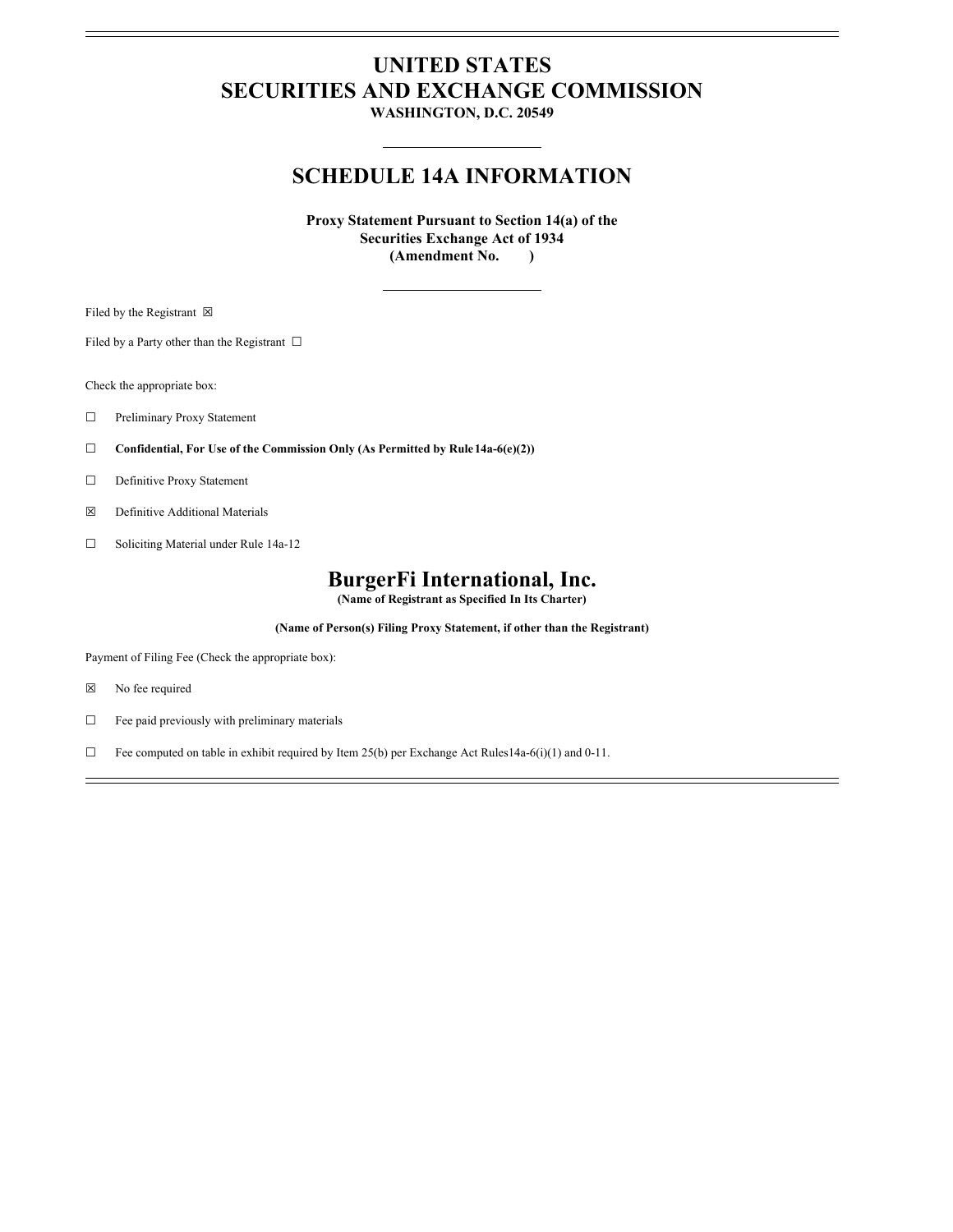# UNITED STATES
# SECURITIES AND EXCHANGE COMMISSION

**WASHINGTON, D.C. 20549**

## SCHEDULE 14A INFORMATION

**Proxy Statement Pursuant to Section 14(a) of the Securities Exchange Act of 1934 (Amendment No. )**

Filed by the Registrant ☒

Filed by a Party other than the Registrant ☐

Check the appropriate box:

☐ Preliminary Proxy Statement

☐ **Confidential, For Use of the Commission Only (As Permitted by Rule 14a-6(e)(2))**

☐ Definitive Proxy Statement

☒ Definitive Additional Materials

☐ Soliciting Material under Rule 14a-12

# BurgerFi International, Inc.

**(Name of Registrant as Specified In Its Charter)**

**(Name of Person(s) Filing Proxy Statement, if other than the Registrant)**

Payment of Filing Fee (Check the appropriate box):

☒ No fee required

☐ Fee paid previously with preliminary materials

☐ Fee computed on table in exhibit required by Item 25(b) per Exchange Act Rules 14a-6(i)(1) and 0-11.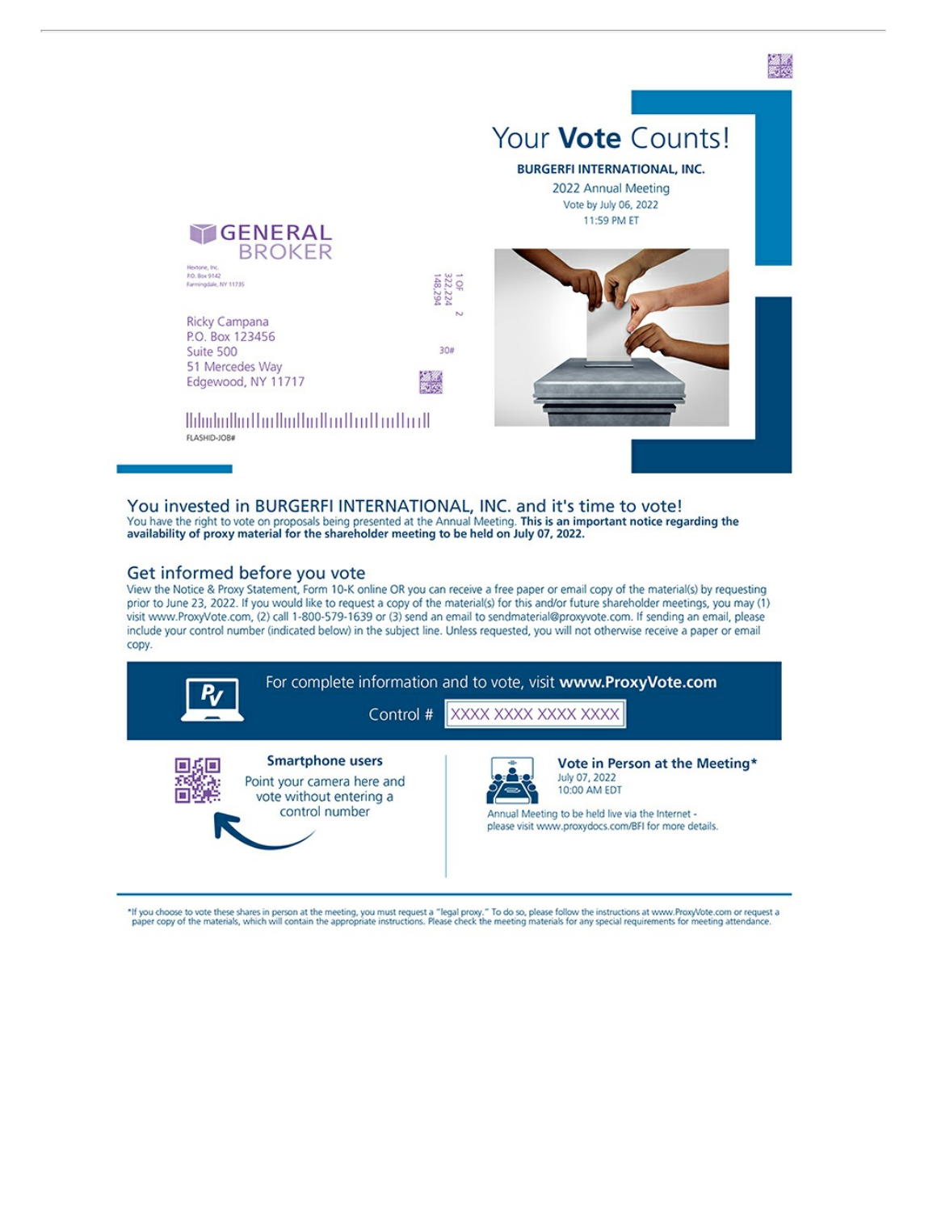# Your **Vote** Counts!

**BURGERFI INTERNATIONAL, INC.**

2022 Annual Meeting

Vote by July 06, 2022

11:59 PM ET

GENERAL BROKER

Hextone, Inc.
P.O. Box 9142
Farmingdale, NY 11735

Ricky Campana
P.O. Box 123456
Suite 500
51 Mercedes Way
Edgewood, NY 11717

1 OF 2
322,224
148,294

30#

FLASHID-JOB#

## You invested in BURGERFI INTERNATIONAL, INC. and it's time to vote!

You have the right to vote on proposals being presented at the Annual Meeting. **This is an important notice regarding the availability of proxy material for the shareholder meeting to be held on July 07, 2022.**

## Get informed before you vote

View the Notice & Proxy Statement, Form 10-K online OR you can receive a free paper or email copy of the material(s) by requesting prior to June 23, 2022. If you would like to request a copy of the material(s) for this and/or future shareholder meetings, you may (1) visit www.ProxyVote.com, (2) call 1-800-579-1639 or (3) send an email to sendmaterial@proxyvote.com. If sending an email, please include your control number (indicated below) in the subject line. Unless requested, you will not otherwise receive a paper or email copy.

For complete information and to vote, visit **www.ProxyVote.com**

Control # XXXX XXXX XXXX XXXX

**Smartphone users**

Point your camera here and vote without entering a control number

**Vote in Person at the Meeting***

July 07, 2022
10:00 AM EDT

Annual Meeting to be held live via the Internet - please visit www.proxydocs.com/BFI for more details.

*If you choose to vote these shares in person at the meeting, you must request a "legal proxy." To do so, please follow the instructions at www.ProxyVote.com or request a paper copy of the materials, which will contain the appropriate instructions. Please check the meeting materials for any special requirements for meeting attendance.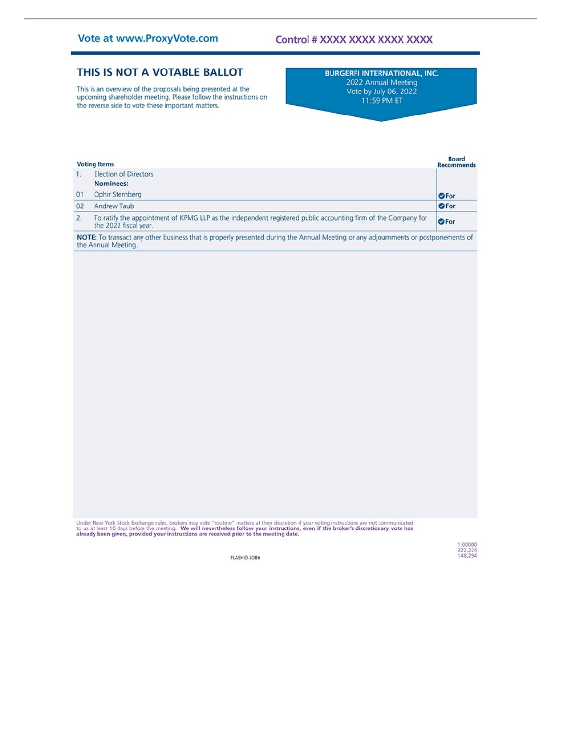**Vote at www.ProxyVote.com**

**Control # XXXX XXXX XXXX XXXX**

## THIS IS NOT A VOTABLE BALLOT

This is an overview of the proposals being presented at the upcoming shareholder meeting. Please follow the instructions on the reverse side to vote these important matters.

**BURGERFI INTERNATIONAL, INC.**
2022 Annual Meeting
Vote by July 06, 2022
11:59 PM ET

| Voting Items | | Board Recommends |
|---|---|---|
| 1. | Election of Directors<br>**Nominees:** | |
| 01 | Ophir Sternberg | For |
| 02 | Andrew Taub | For |
| 2. | To ratify the appointment of KPMG LLP as the independent registered public accounting firm of the Company for the 2022 fiscal year. | For |

**NOTE:** To transact any other business that is properly presented during the Annual Meeting or any adjournments or postponements of the Annual Meeting.

Under New York Stock Exchange rules, brokers may vote "routine" matters at their discretion if your voting instructions are not communicated to us at least 10 days before the meeting. **We will nevertheless follow your instructions, even if the broker's discretionary vote has already been given, provided your instructions are received prior to the meeting date.**

FLASHID-JOB#

1.00000
322,224
148,294